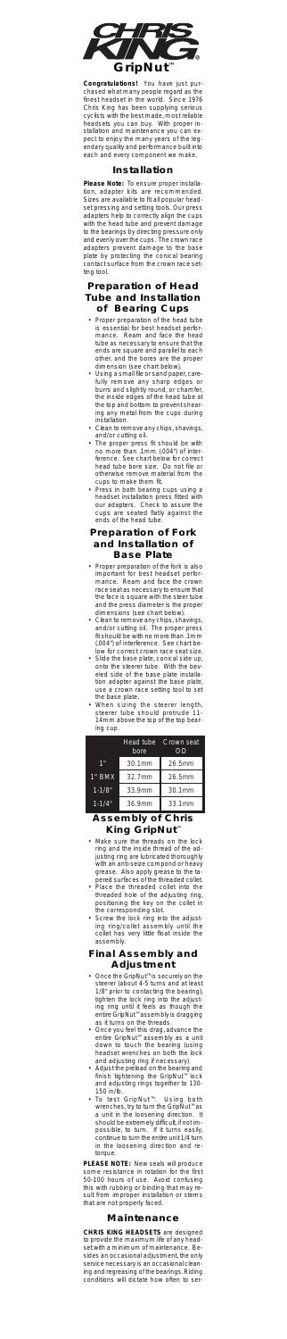# CHRIS KING®

# GripNut™

**Congratulations!** You have just purchased what many people regard as the finest headset in the world. Since 1976 Chris King has been supplying serious cyclists with the best made, most reliable headsets you can buy. With proper installation and maintenance you can expect to enjoy the many years of the legendary quality and performance built into each and every component we make.

## Installation

**Please Note:** To ensure proper installation, adapter kits are recommended. Sizes are available to fit all popular headset pressing and setting tools. Our press adapters help to correctly align the cups with the head tube and prevent damage to the bearings by directing pressure only and evenly over the cups. The crown race adapters prevent damage to the base plate by protecting the conical bearing contact surface from the crown race setting tool.

## Preparation of Head Tube and Installation of Bearing Cups

- Proper preparation of the head tube is essential for best headset performance. Ream and face the head tube as necessary to ensure that the ends are square and parallel to each other, and the bores are the proper dimension (see chart below).
- Using a small file or sand paper, carefully remove any sharp edges or burrs and slightly round, or chamfer, the inside edges of the head tube at the top and bottom to prevent shearing any metal from the cups during installation.
- Clean to remove any chips, shavings, and/or cutting oil.
- The proper press fit should be with no more than .1mm (.004") of interference. See chart below for correct head tube bore size. Do not file or otherwise remove material from the cups to make them fit.
- Press in both bearing cups using a headset installation press fitted with our adapters. Check to assure the cups are seated flatly against the ends of the head tube.

## Preparation of Fork and Installation of Base Plate

- Proper preparation of the fork is also important for best headset performance. Ream and face the crown race seat as necessary to ensure that the face is square with the steer tube and the press diameter is the proper dimensions (see chart below).
- Clean to remove any chips, shavings, and/or cutting oil. The proper press fit should be with no more than .1mm (.004") of interference. See chart below for correct crown race seat size.
- Slide the base plate, conical side up, onto the steerer tube. With the beveled side of the base plate installation adapter against the base plate, use a crown race setting tool to set the base plate.
- When sizing the steerer length, steerer tube should protrude 11-14mm above the top of the top bearing cup.

| | Head tube bore | Crown seat OD |
|---|---|---|
| 1" | 30.1mm | 26.5mm |
| 1" BMX | 32.7mm | 26.5mm |
| 1-1/8" | 33.9mm | 30.1mm |
| 1-1/4" | 36.9mm | 33.1mm |

## Assembly of Chris King GripNut™

- Make sure the threads on the lock ring and the inside thread of the adjusting ring are lubricated thoroughly with an anti-seize compound or heavy grease. Also apply grease to the tapered surfaces of the threaded collet.
- Place the threaded collet into the threaded hole of the adjusting ring, positioning the key on the collet in the corresponding slot.
- Screw the lock ring into the adjusting ring/collet assembly until the collet has very little float inside the assembly.

## Final Assembly and Adjustment

- Once the GripNut™ is securely on the steerer (about 4-5 turns and at least 1/8" prior to contacting the bearing), tighten the lock ring into the adjusting ring until it feels as though the entire GripNut™ assembly is dragging as it turns on the threads.
- Once you feel this drag, advance the entire GripNut™ assembly as a unit down to touch the bearing (using headset wrenches on both the lock and adjusting ring if necessary).
- Adjust the preload on the bearing and finish tightening the GripNut™ lock and adjusting rings together to 130-150 in/lb.
- To test GripNut™: Using both wrenches, try to turn the GripNut™ as a unit in the loosening direction. It should be extremely difficult, if not impossible, to turn. If it turns easily, continue to turn the entire unit 1/4 turn in the loosening direction and re-torque.

**PLEASE NOTE:** New seals will produce some resistance in rotation for the first 50-100 hours of use. Avoid confusing this with rubbing or binding that may result from improper installation or stems that are not properly faced.

## Maintenance

**CHRIS KING HEADSETS** are designed to provide the maximum life of any headset with a minimum of maintenance. Besides an occasional adjustment, the only service necessary is an occasional cleaning and regreasing of the bearings. Riding conditions will dictate how often to ser-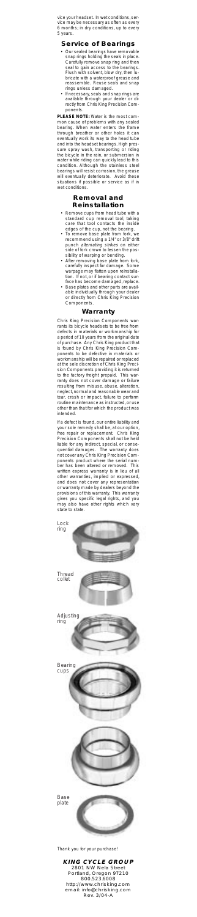vice your headset. In wet conditions, service may be necessary as often as every 6 months; in dry conditions, up to every 5 years.

## Service of Bearings

- Our sealed bearings have removable snap rings holding the seals in place. Carefully remove snap ring and then seal to gain access to the bearings. Flush with solvent, blow dry, then lubricate with a waterproof grease and reassemble. Reuse seals and snap rings unless damaged.
- If necessary, seals and snap rings are available through your dealer or directly from Chris King Precision Components.

**PLEASE NOTE:** Water is the most common cause of problems with any sealed bearing. When water enters the frame through breather or other holes it can eventually work its way to the head tube and into the headset bearings. High pressure spray wash, transporting or riding the bicycle in the rain, or submersion in water while riding can quickly lead to this condition. Although the stainless steel bearings will resist corrosion, the grease will eventually deteriorate. Avoid these situations if possible or service as if in wet conditions.

## Removal and Reinstallation

- Remove cups from head tube with a standard cup removal tool, taking care that tool contacts the inside edges of the cup, not the bearing.
- To remove base plate from fork, we recommend using a 1/4" or 3/8" drift punch *alternating strikes* on either side of fork crown to lessen the possibility of warping or bending.
- After removing base plate from fork, carefully inspect for damage. Some warpage may flatten upon reinstallation. If not, or if bearing contact surface has become damaged, replace.
- Base plates and other parts are available individually through your dealer or directly from Chris King Precision Components.

## Warranty

Chris King Precision Components warrants its bicycle headsets to be free from defects in materials or workmanship for a period of 10 years from the original date of purchase. Any Chris King product that is found by Chris King Precision Components to be defective in materials or workmanship will be repaired or replaced at the sole discretion of Chris King Precision Components providing it is returned to the factory freight prepaid. This warranty does not cover damage or failure resulting from misuse, abuse, alteration, neglect, normal and reasonable wear and tear, crash or impact, failure to perform routine maintenance as instructed, or use other than that for which the product was intended.

If a defect is found, our entire liability and your sole remedy shall be, at our option, free repair or replacement. Chris King Precision Components shall not be held liable for any indirect, special, or consequential damages. The warranty does not cover any Chris King Precision Components product where the serial number has been altered or removed. This written express warranty is in lieu of all other warranties, implied or expressed, and does not cover any representation or warranty made by dealers beyond the provisions of this warranty. This warranty gives you specific legal rights, and you may also have other rights which vary state to state.

Lock ring

Thread collet

Adjusting ring

Bearing cups

Base plate

Thank you for your purchase!

**KING CYCLE GROUP**
2801 NW Nela Street
Portland, Oregon 97210
800.523.6008
http://www.chrisking.com
email: info@chrisking.com
Rev. 3/04-A